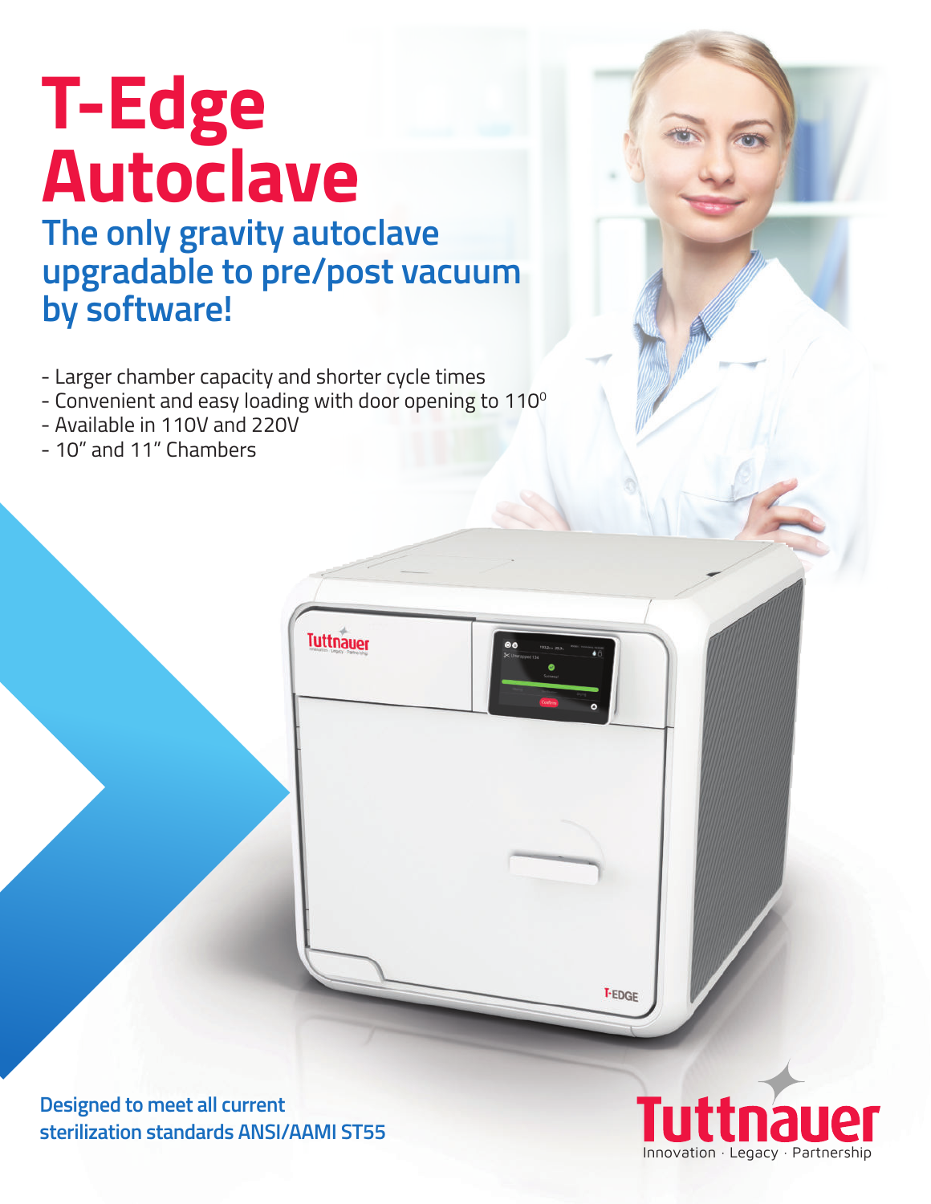# T-Edge Autoclave

## The only gravity autoclave upgradable to pre/post vacuum by software!

- Larger chamber capacity and shorter cycle times
- Convenient and easy loading with door opening to 110⁰
- Available in 110V and 220V
- 10" and 11" Chambers

**Designed to meet all current sterilization standards ANSI/AAMI ST55**

Tuttnauer
Innovation · Legacy · Partnership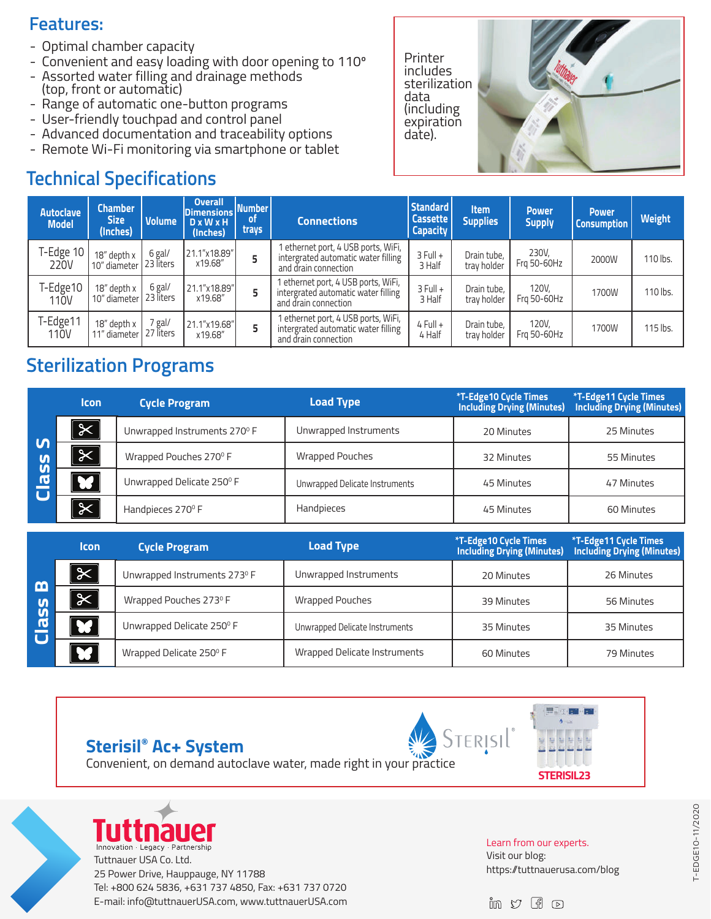## Features:

- Optimal chamber capacity
- Convenient and easy loading with door opening to 110°
- Assorted water filling and drainage methods (top, front or automatic)
- Range of automatic one-button programs
- User-friendly touchpad and control panel
- Advanced documentation and traceability options
- Remote Wi-Fi monitoring via smartphone or tablet

Printer includes sterilization data (including expiration date).

## Technical Specifications

| Autoclave Model | Chamber Size (Inches) | Volume | Overall Dimensions D x W x H (Inches) | Number of trays | Connections | Standard Cassette Capacity | Item Supplies | Power Supply | Power Consumption | Weight |
|---|---|---|---|---|---|---|---|---|---|---|
| T-Edge 10 220V | 18" depth x 10" diameter | 6 gal/ 23 liters | 21.1"x18.89" x19.68" | 5 | 1 ethernet port, 4 USB ports, WiFi, intergrated automatic water filling and drain connection | 3 Full + 3 Half | Drain tube, tray holder | 230V, Frq 50-60Hz | 2000W | 110 lbs. |
| T-Edge10 110V | 18" depth x 10" diameter | 6 gal/ 23 liters | 21.1"x18.89" x19.68" | 5 | 1 ethernet port, 4 USB ports, WiFi, intergrated automatic water filling and drain connection | 3 Full + 3 Half | Drain tube, tray holder | 120V, Frq 50-60Hz | 1700W | 110 lbs. |
| T-Edge11 110V | 18" depth x 11" diameter | 7 gal/ 27 liters | 21.1"x19.68" x19.68" | 5 | 1 ethernet port, 4 USB ports, WiFi, intergrated automatic water filling and drain connection | 4 Full + 4 Half | Drain tube, tray holder | 120V, Frq 50-60Hz | 1700W | 115 lbs. |

## Sterilization Programs

**Class S**

| Icon | Cycle Program | Load Type | *T-Edge10 Cycle Times Including Drying (Minutes) | *T-Edge11 Cycle Times Including Drying (Minutes) |
|---|---|---|---|---|
| | Unwrapped Instruments 270° F | Unwrapped Instruments | 20 Minutes | 25 Minutes |
| | Wrapped Pouches 270° F | Wrapped Pouches | 32 Minutes | 55 Minutes |
| | Unwrapped Delicate 250° F | Unwrapped Delicate Instruments | 45 Minutes | 47 Minutes |
| | Handpieces 270° F | Handpieces | 45 Minutes | 60 Minutes |

**Class B**

| Icon | Cycle Program | Load Type | *T-Edge10 Cycle Times Including Drying (Minutes) | *T-Edge11 Cycle Times Including Drying (Minutes) |
|---|---|---|---|---|
| | Unwrapped Instruments 273° F | Unwrapped Instruments | 20 Minutes | 26 Minutes |
| | Wrapped Pouches 273° F | Wrapped Pouches | 39 Minutes | 56 Minutes |
| | Unwrapped Delicate 250° F | Unwrapped Delicate Instruments | 35 Minutes | 35 Minutes |
| | Wrapped Delicate 250° F | Wrapped Delicate Instruments | 60 Minutes | 79 Minutes |

**Sterisil® Ac+ System**
Convenient, on demand autoclave water, made right in your practice

STERISIL®

STERISIL23

Tuttnauer
Innovation · Legacy · Partnership

Tuttnauer USA Co. Ltd.
25 Power Drive, Hauppauge, NY 11788
Tel: +800 624 5836, +631 737 4850, Fax: +631 737 0720
E-mail: info@tuttnauerUSA.com, www.tuttnauerUSA.com

Learn from our experts.
Visit our blog:
https://tuttnauerusa.com/blog

T-EDGE10-11/2020